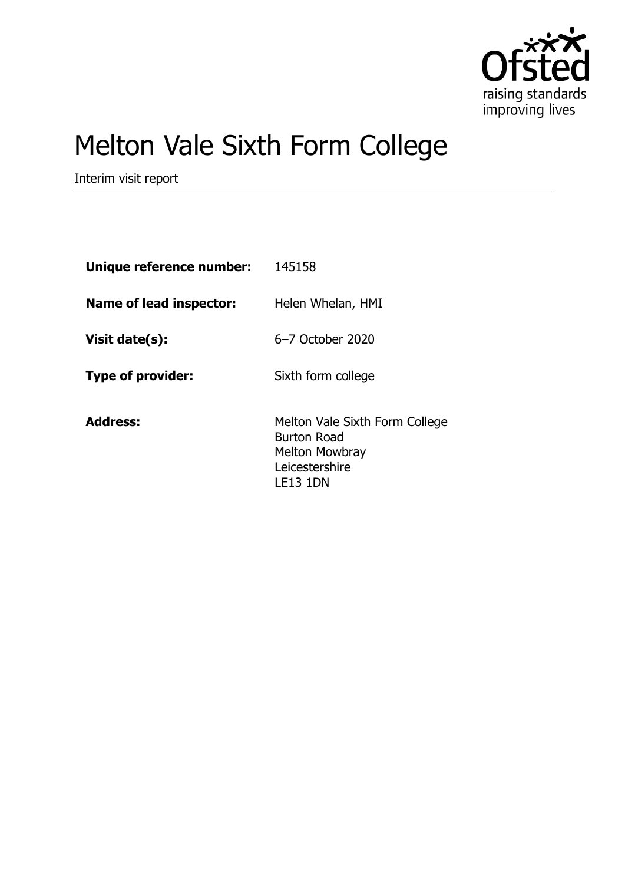# Melton Vale Sixth Form College

Interim visit report

| | |
|---|---|
| **Unique reference number:** | 145158 |
| **Name of lead inspector:** | Helen Whelan, HMI |
| **Visit date(s):** | 6–7 October 2020 |
| **Type of provider:** | Sixth form college |
| **Address:** | Melton Vale Sixth Form College<br>Burton Road<br>Melton Mowbray<br>Leicestershire<br>LE13 1DN |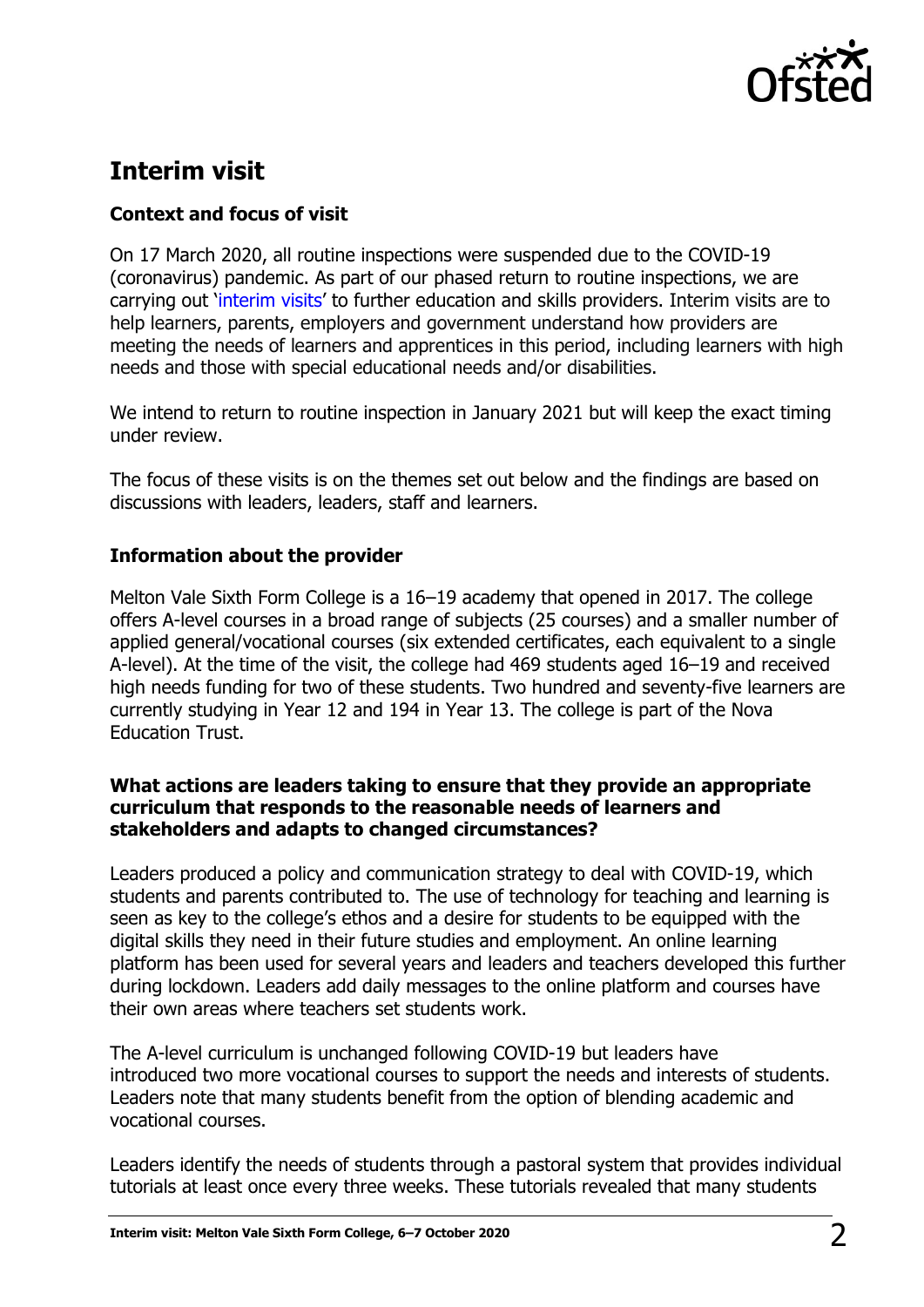## Interim visit

### Context and focus of visit

On 17 March 2020, all routine inspections were suspended due to the COVID-19 (coronavirus) pandemic. As part of our phased return to routine inspections, we are carrying out 'interim visits' to further education and skills providers. Interim visits are to help learners, parents, employers and government understand how providers are meeting the needs of learners and apprentices in this period, including learners with high needs and those with special educational needs and/or disabilities.

We intend to return to routine inspection in January 2021 but will keep the exact timing under review.

The focus of these visits is on the themes set out below and the findings are based on discussions with leaders, leaders, staff and learners.

### Information about the provider

Melton Vale Sixth Form College is a 16–19 academy that opened in 2017. The college offers A-level courses in a broad range of subjects (25 courses) and a smaller number of applied general/vocational courses (six extended certificates, each equivalent to a single A-level). At the time of the visit, the college had 469 students aged 16–19 and received high needs funding for two of these students. Two hundred and seventy-five learners are currently studying in Year 12 and 194 in Year 13. The college is part of the Nova Education Trust.

### What actions are leaders taking to ensure that they provide an appropriate curriculum that responds to the reasonable needs of learners and stakeholders and adapts to changed circumstances?

Leaders produced a policy and communication strategy to deal with COVID-19, which students and parents contributed to. The use of technology for teaching and learning is seen as key to the college's ethos and a desire for students to be equipped with the digital skills they need in their future studies and employment. An online learning platform has been used for several years and leaders and teachers developed this further during lockdown. Leaders add daily messages to the online platform and courses have their own areas where teachers set students work.

The A-level curriculum is unchanged following COVID-19 but leaders have introduced two more vocational courses to support the needs and interests of students. Leaders note that many students benefit from the option of blending academic and vocational courses.

Leaders identify the needs of students through a pastoral system that provides individual tutorials at least once every three weeks. These tutorials revealed that many students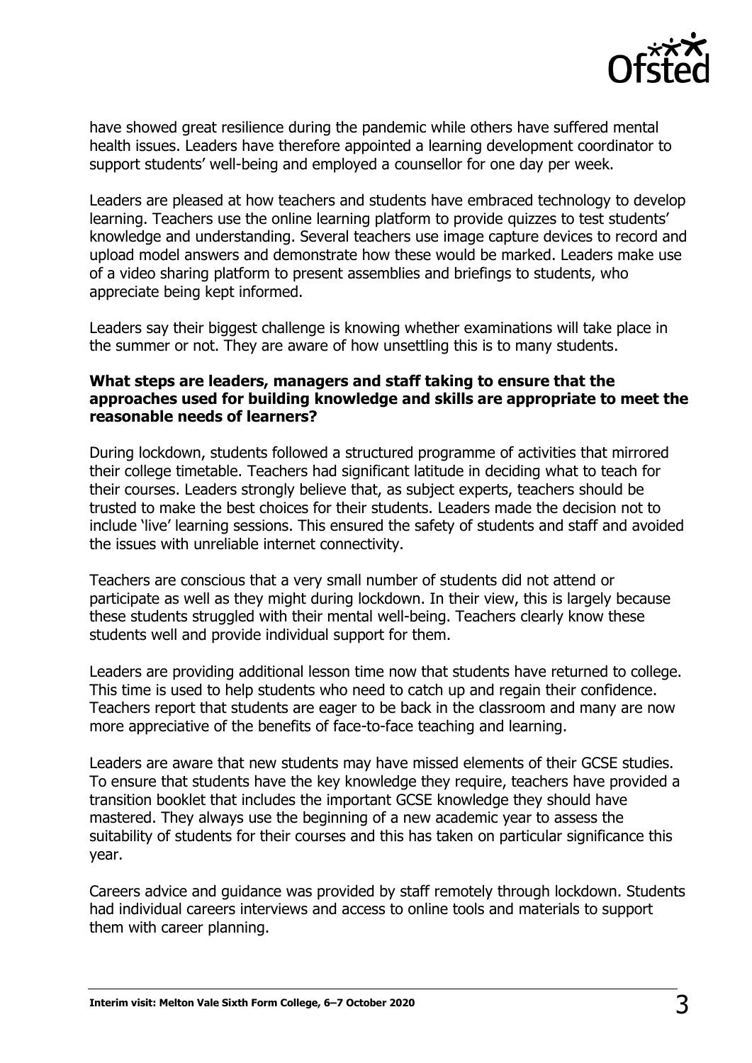have showed great resilience during the pandemic while others have suffered mental health issues. Leaders have therefore appointed a learning development coordinator to support students' well-being and employed a counsellor for one day per week.

Leaders are pleased at how teachers and students have embraced technology to develop learning. Teachers use the online learning platform to provide quizzes to test students' knowledge and understanding. Several teachers use image capture devices to record and upload model answers and demonstrate how these would be marked. Leaders make use of a video sharing platform to present assemblies and briefings to students, who appreciate being kept informed.

Leaders say their biggest challenge is knowing whether examinations will take place in the summer or not. They are aware of how unsettling this is to many students.

**What steps are leaders, managers and staff taking to ensure that the approaches used for building knowledge and skills are appropriate to meet the reasonable needs of learners?**

During lockdown, students followed a structured programme of activities that mirrored their college timetable. Teachers had significant latitude in deciding what to teach for their courses. Leaders strongly believe that, as subject experts, teachers should be trusted to make the best choices for their students. Leaders made the decision not to include 'live' learning sessions. This ensured the safety of students and staff and avoided the issues with unreliable internet connectivity.

Teachers are conscious that a very small number of students did not attend or participate as well as they might during lockdown. In their view, this is largely because these students struggled with their mental well-being. Teachers clearly know these students well and provide individual support for them.

Leaders are providing additional lesson time now that students have returned to college. This time is used to help students who need to catch up and regain their confidence. Teachers report that students are eager to be back in the classroom and many are now more appreciative of the benefits of face-to-face teaching and learning.

Leaders are aware that new students may have missed elements of their GCSE studies. To ensure that students have the key knowledge they require, teachers have provided a transition booklet that includes the important GCSE knowledge they should have mastered. They always use the beginning of a new academic year to assess the suitability of students for their courses and this has taken on particular significance this year.

Careers advice and guidance was provided by staff remotely through lockdown. Students had individual careers interviews and access to online tools and materials to support them with career planning.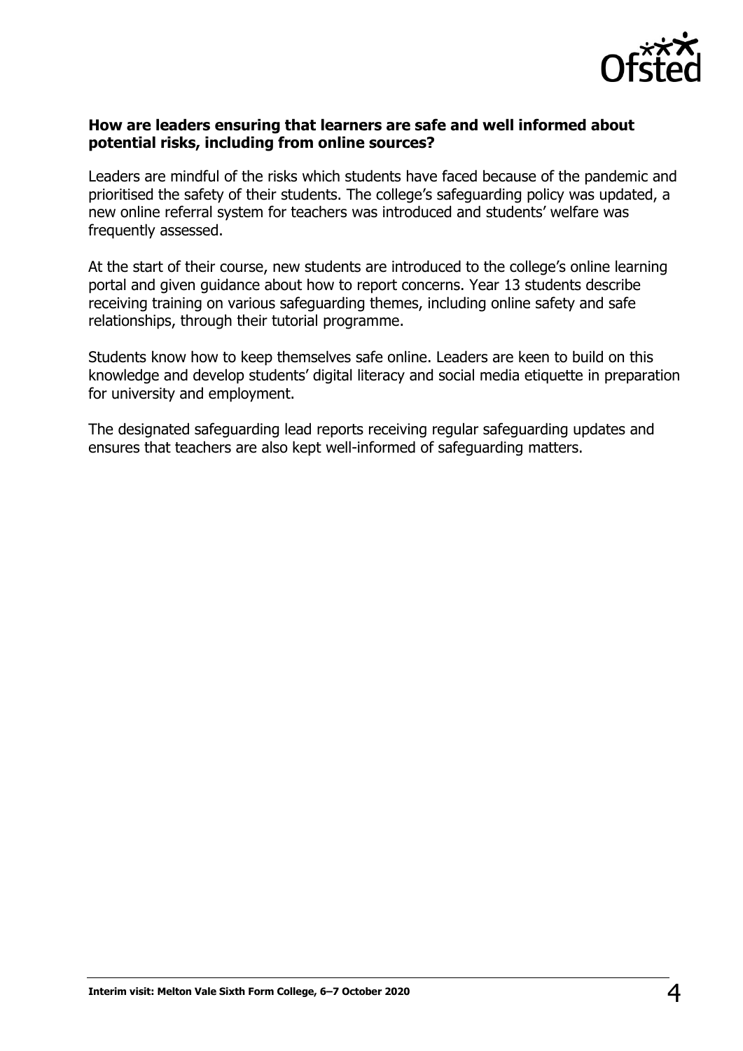**How are leaders ensuring that learners are safe and well informed about potential risks, including from online sources?**

Leaders are mindful of the risks which students have faced because of the pandemic and prioritised the safety of their students. The college's safeguarding policy was updated, a new online referral system for teachers was introduced and students' welfare was frequently assessed.

At the start of their course, new students are introduced to the college's online learning portal and given guidance about how to report concerns. Year 13 students describe receiving training on various safeguarding themes, including online safety and safe relationships, through their tutorial programme.

Students know how to keep themselves safe online. Leaders are keen to build on this knowledge and develop students' digital literacy and social media etiquette in preparation for university and employment.

The designated safeguarding lead reports receiving regular safeguarding updates and ensures that teachers are also kept well-informed of safeguarding matters.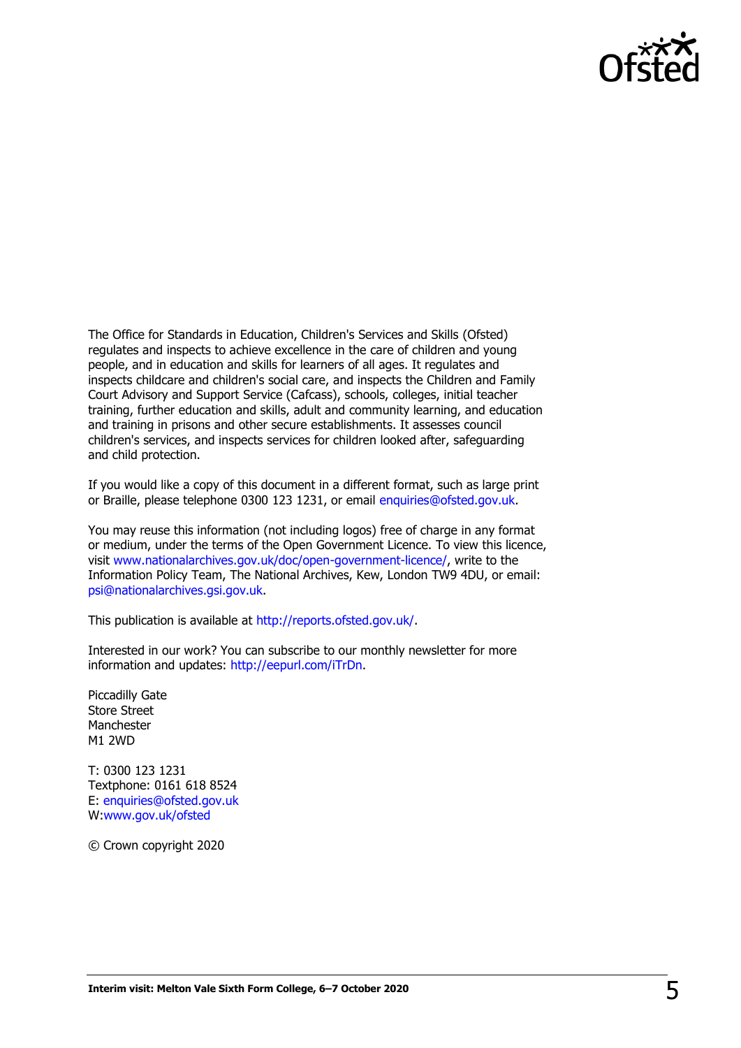The Office for Standards in Education, Children's Services and Skills (Ofsted) regulates and inspects to achieve excellence in the care of children and young people, and in education and skills for learners of all ages. It regulates and inspects childcare and children's social care, and inspects the Children and Family Court Advisory and Support Service (Cafcass), schools, colleges, initial teacher training, further education and skills, adult and community learning, and education and training in prisons and other secure establishments. It assesses council children's services, and inspects services for children looked after, safeguarding and child protection.

If you would like a copy of this document in a different format, such as large print or Braille, please telephone 0300 123 1231, or email enquiries@ofsted.gov.uk.

You may reuse this information (not including logos) free of charge in any format or medium, under the terms of the Open Government Licence. To view this licence, visit www.nationalarchives.gov.uk/doc/open-government-licence/, write to the Information Policy Team, The National Archives, Kew, London TW9 4DU, or email: psi@nationalarchives.gsi.gov.uk.

This publication is available at http://reports.ofsted.gov.uk/.

Interested in our work? You can subscribe to our monthly newsletter for more information and updates: http://eepurl.com/iTrDn.

Piccadilly Gate
Store Street
Manchester
M1 2WD

T: 0300 123 1231
Textphone: 0161 618 8524
E: enquiries@ofsted.gov.uk
W:www.gov.uk/ofsted

© Crown copyright 2020